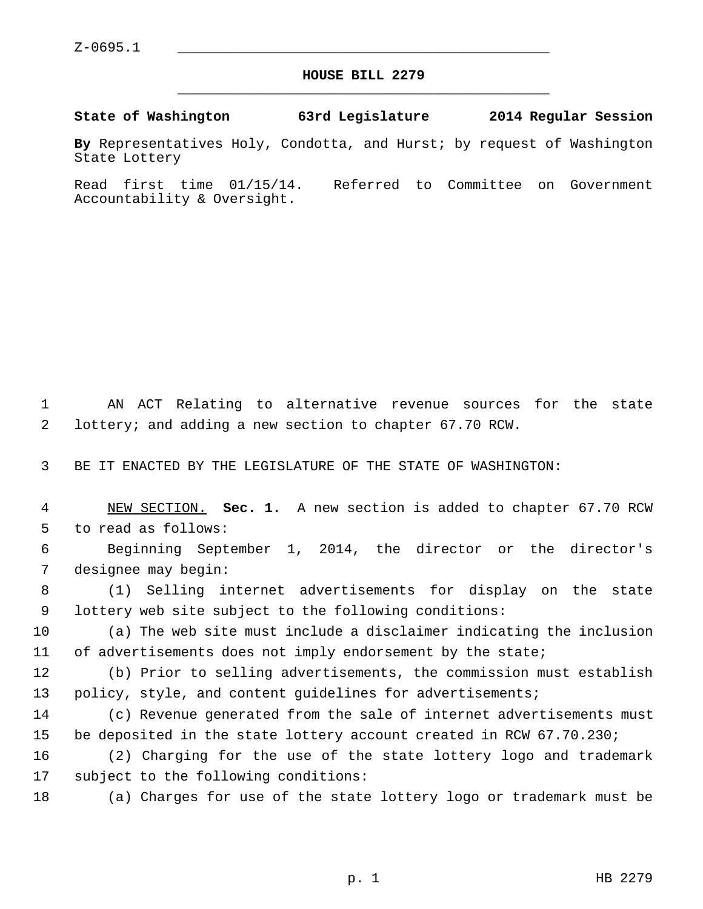Z-0695.1

# HOUSE BILL 2279

**State of Washington 63rd Legislature 2014 Regular Session**

**By** Representatives Holy, Condotta, and Hurst; by request of Washington State Lottery

Read first time 01/15/14. Referred to Committee on Government Accountability & Oversight.

AN ACT Relating to alternative revenue sources for the state lottery; and adding a new section to chapter 67.70 RCW.

BE IT ENACTED BY THE LEGISLATURE OF THE STATE OF WASHINGTON:

NEW SECTION. **Sec. 1.** A new section is added to chapter 67.70 RCW to read as follows:

Beginning September 1, 2014, the director or the director's designee may begin:

(1) Selling internet advertisements for display on the state lottery web site subject to the following conditions:

(a) The web site must include a disclaimer indicating the inclusion of advertisements does not imply endorsement by the state;

(b) Prior to selling advertisements, the commission must establish policy, style, and content guidelines for advertisements;

(c) Revenue generated from the sale of internet advertisements must be deposited in the state lottery account created in RCW 67.70.230;

(2) Charging for the use of the state lottery logo and trademark subject to the following conditions:

(a) Charges for use of the state lottery logo or trademark must be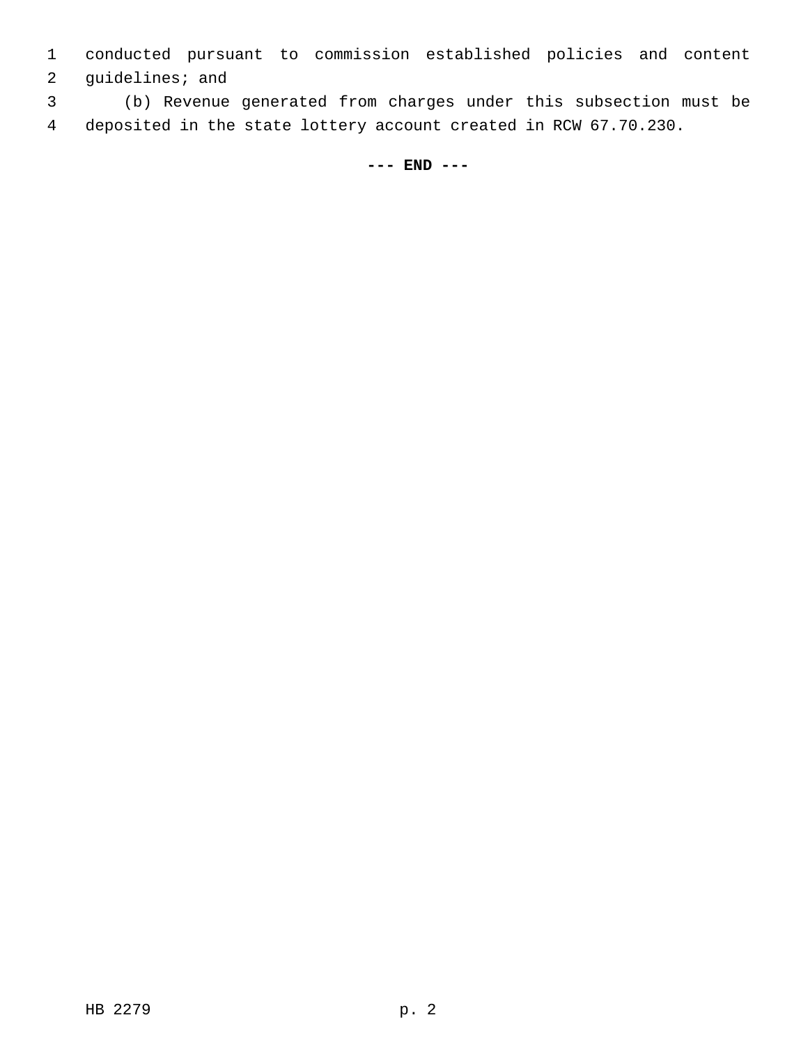conducted pursuant to commission established policies and content guidelines; and

(b) Revenue generated from charges under this subsection must be deposited in the state lottery account created in RCW 67.70.230.

**--- END ---**